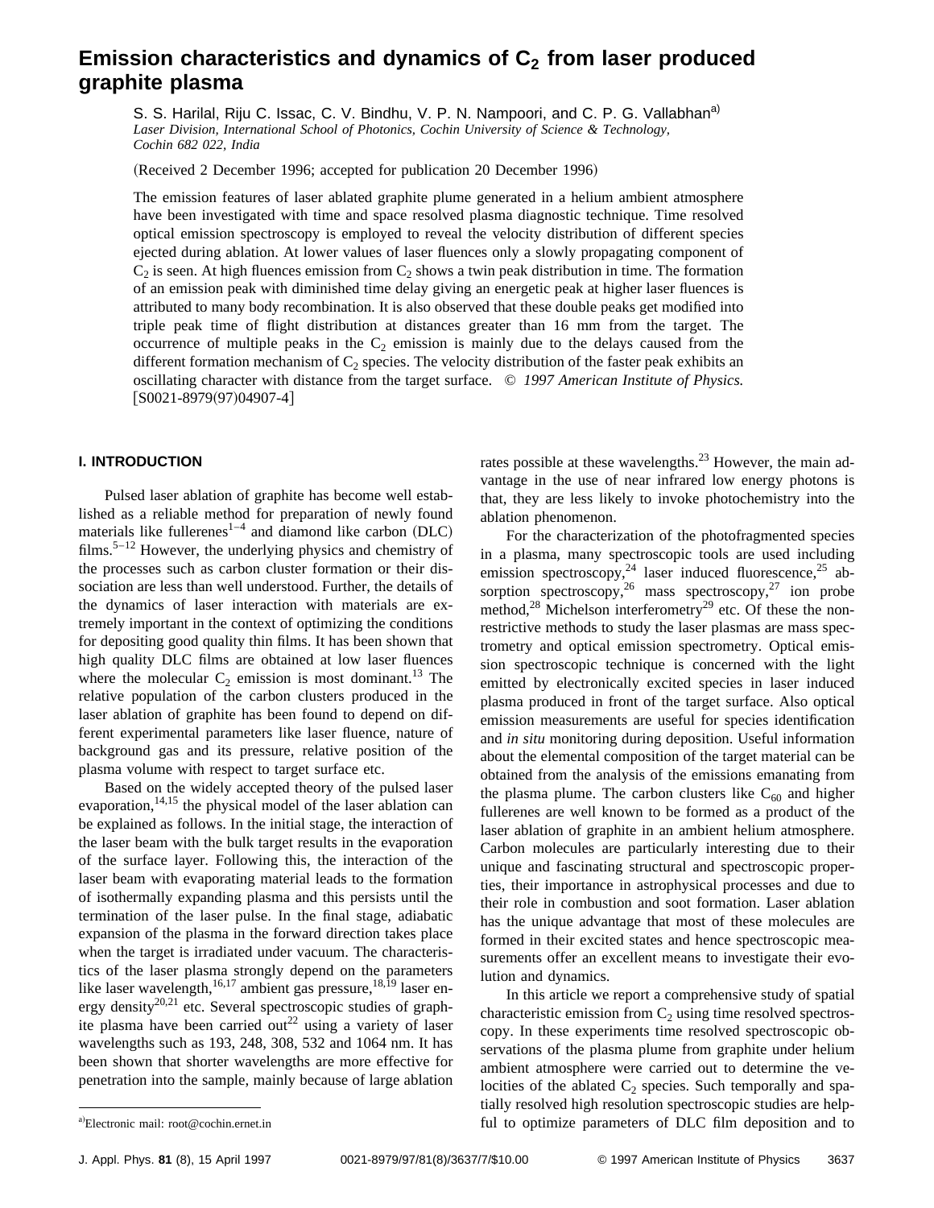# Emission characteristics and dynamics of $C_2$ from laser produced graphite plasma

S. S. Harilal, Riju C. Issac, C. V. Bindhu, V. P. N. Nampoori, and C. P. G. Vallabhan[a]

*Laser Division, International School of Photonics, Cochin University of Science & Technology, Cochin 682 022, India*

(Received 2 December 1996; accepted for publication 20 December 1996)

The emission features of laser ablated graphite plume generated in a helium ambient atmosphere have been investigated with time and space resolved plasma diagnostic technique. Time resolved optical emission spectroscopy is employed to reveal the velocity distribution of different species ejected during ablation. At lower values of laser fluences only a slowly propagating component of $C_2$ is seen. At high fluences emission from $C_2$ shows a twin peak distribution in time. The formation of an emission peak with diminished time delay giving an energetic peak at higher laser fluences is attributed to many body recombination. It is also observed that these double peaks get modified into triple peak time of flight distribution at distances greater than 16 mm from the target. The occurrence of multiple peaks in the $C_2$ emission is mainly due to the delays caused from the different formation mechanism of $C_2$ species. The velocity distribution of the faster peak exhibits an oscillating character with distance from the target surface. © *1997 American Institute of Physics.* [S0021-8979(97)04907-4]

## I. INTRODUCTION

Pulsed laser ablation of graphite has become well established as a reliable method for preparation of newly found materials like fullerenes[1–4] and diamond like carbon (DLC) films.[5–12] However, the underlying physics and chemistry of the processes such as carbon cluster formation or their dissociation are less than well understood. Further, the details of the dynamics of laser interaction with materials are extremely important in the context of optimizing the conditions for depositing good quality thin films. It has been shown that high quality DLC films are obtained at low laser fluences where the molecular $C_2$ emission is most dominant.[13] The relative population of the carbon clusters produced in the laser ablation of graphite has been found to depend on different experimental parameters like laser fluence, nature of background gas and its pressure, relative position of the plasma volume with respect to target surface etc.

Based on the widely accepted theory of the pulsed laser evaporation,[14,15] the physical model of the laser ablation can be explained as follows. In the initial stage, the interaction of the laser beam with the bulk target results in the evaporation of the surface layer. Following this, the interaction of the laser beam with evaporating material leads to the formation of isothermally expanding plasma and this persists until the termination of the laser pulse. In the final stage, adiabatic expansion of the plasma in the forward direction takes place when the target is irradiated under vacuum. The characteristics of the laser plasma strongly depend on the parameters like laser wavelength,[16,17] ambient gas pressure,[18,19] laser energy density[20,21] etc. Several spectroscopic studies of graphite plasma have been carried out[22] using a variety of laser wavelengths such as 193, 248, 308, 532 and 1064 nm. It has been shown that shorter wavelengths are more effective for penetration into the sample, mainly because of large ablation rates possible at these wavelengths.[23] However, the main advantage in the use of near infrared low energy photons is that, they are less likely to invoke photochemistry into the ablation phenomenon.

For the characterization of the photofragmented species in a plasma, many spectroscopic tools are used including emission spectroscopy,[24] laser induced fluorescence,[25] absorption spectroscopy,[26] mass spectroscopy,[27] ion probe method,[28] Michelson interferometry[29] etc. Of these the nonrestrictive methods to study the laser plasmas are mass spectrometry and optical emission spectrometry. Optical emission spectroscopic technique is concerned with the light emitted by electronically excited species in laser induced plasma produced in front of the target surface. Also optical emission measurements are useful for species identification and *in situ* monitoring during deposition. Useful information about the elemental composition of the target material can be obtained from the analysis of the emissions emanating from the plasma plume. The carbon clusters like $C_{60}$ and higher fullerenes are well known to be formed as a product of the laser ablation of graphite in an ambient helium atmosphere. Carbon molecules are particularly interesting due to their unique and fascinating structural and spectroscopic properties, their importance in astrophysical processes and due to their role in combustion and soot formation. Laser ablation has the unique advantage that most of these molecules are formed in their excited states and hence spectroscopic measurements offer an excellent means to investigate their evolution and dynamics.

In this article we report a comprehensive study of spatial characteristic emission from $C_2$ using time resolved spectroscopy. In these experiments time resolved spectroscopic observations of the plasma plume from graphite under helium ambient atmosphere were carried out to determine the velocities of the ablated $C_2$ species. Such temporally and spatially resolved high resolution spectroscopic studies are helpful to optimize parameters of DLC film deposition and to

[a]Electronic mail: root@cochin.ernet.in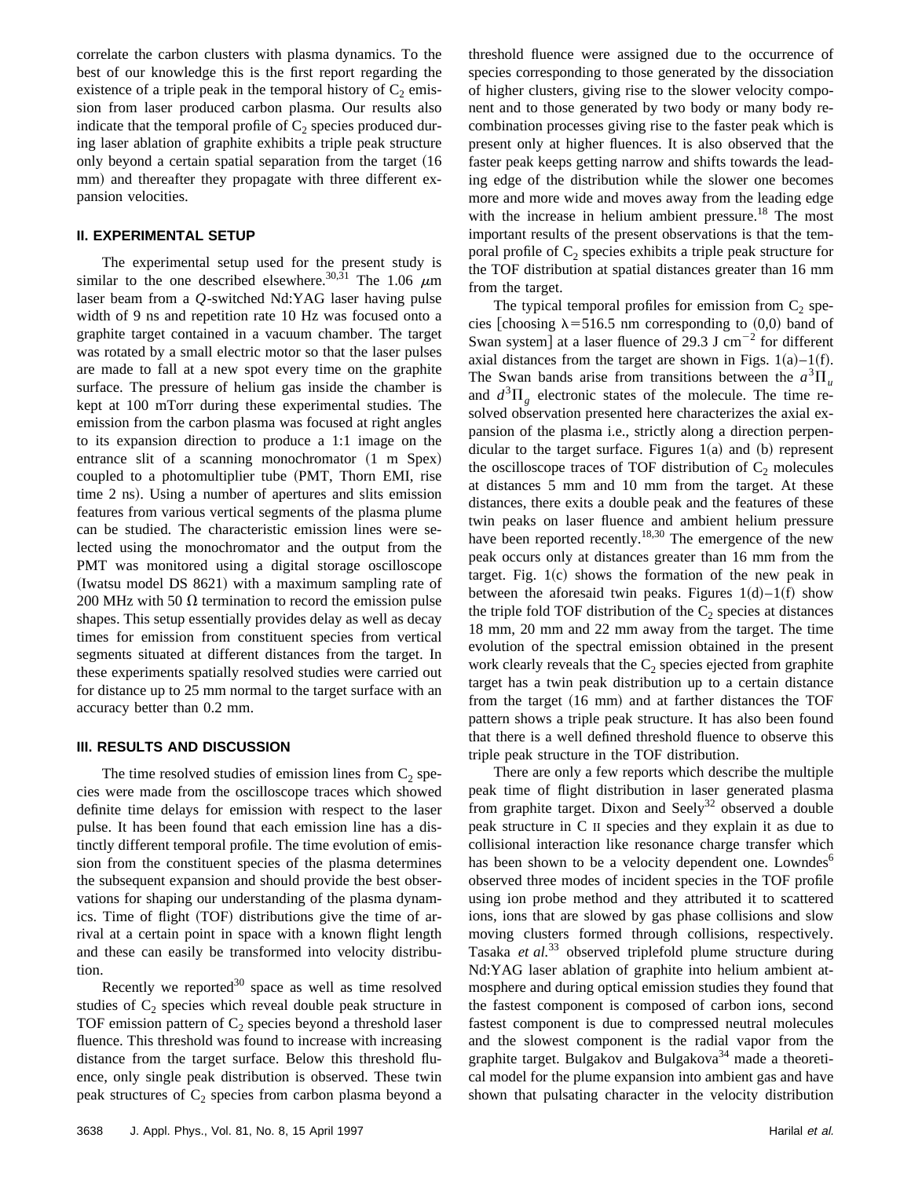correlate the carbon clusters with plasma dynamics. To the best of our knowledge this is the first report regarding the existence of a triple peak in the temporal history of $C_2$ emission from laser produced carbon plasma. Our results also indicate that the temporal profile of $C_2$ species produced during laser ablation of graphite exhibits a triple peak structure only beyond a certain spatial separation from the target (16 mm) and thereafter they propagate with three different expansion velocities.

## II. EXPERIMENTAL SETUP

The experimental setup used for the present study is similar to the one described elsewhere.[30,31] The 1.06 $\mu$m laser beam from a *Q*-switched Nd:YAG laser having pulse width of 9 ns and repetition rate 10 Hz was focused onto a graphite target contained in a vacuum chamber. The target was rotated by a small electric motor so that the laser pulses are made to fall at a new spot every time on the graphite surface. The pressure of helium gas inside the chamber is kept at 100 mTorr during these experimental studies. The emission from the carbon plasma was focused at right angles to its expansion direction to produce a 1:1 image on the entrance slit of a scanning monochromator (1 m Spex) coupled to a photomultiplier tube (PMT, Thorn EMI, rise time 2 ns). Using a number of apertures and slits emission features from various vertical segments of the plasma plume can be studied. The characteristic emission lines were selected using the monochromator and the output from the PMT was monitored using a digital storage oscilloscope (Iwatsu model DS 8621) with a maximum sampling rate of 200 MHz with 50 $\Omega$ termination to record the emission pulse shapes. This setup essentially provides delay as well as decay times for emission from constituent species from vertical segments situated at different distances from the target. In these experiments spatially resolved studies were carried out for distance up to 25 mm normal to the target surface with an accuracy better than 0.2 mm.

## III. RESULTS AND DISCUSSION

The time resolved studies of emission lines from $C_2$ species were made from the oscilloscope traces which showed definite time delays for emission with respect to the laser pulse. It has been found that each emission line has a distinctly different temporal profile. The time evolution of emission from the constituent species of the plasma determines the subsequent expansion and should provide the best observations for shaping our understanding of the plasma dynamics. Time of flight (TOF) distributions give the time of arrival at a certain point in space with a known flight length and these can easily be transformed into velocity distribution.

Recently we reported[30] space as well as time resolved studies of $C_2$ species which reveal double peak structure in TOF emission pattern of $C_2$ species beyond a threshold laser fluence. This threshold was found to increase with increasing distance from the target surface. Below this threshold fluence, only single peak distribution is observed. These twin peak structures of $C_2$ species from carbon plasma beyond a threshold fluence were assigned due to the occurrence of species corresponding to those generated by the dissociation of higher clusters, giving rise to the slower velocity component and to those generated by two body or many body recombination processes giving rise to the faster peak which is present only at higher fluences. It is also observed that the faster peak keeps getting narrow and shifts towards the leading edge of the distribution while the slower one becomes more and more wide and moves away from the leading edge with the increase in helium ambient pressure.[18] The most important results of the present observations is that the temporal profile of $C_2$ species exhibits a triple peak structure for the TOF distribution at spatial distances greater than 16 mm from the target.

The typical temporal profiles for emission from $C_2$ species [choosing $\lambda = 516.5$ nm corresponding to (0,0) band of Swan system] at a laser fluence of 29.3 J cm$^{-2}$ for different axial distances from the target are shown in Figs. 1(a)–1(f). The Swan bands arise from transitions between the $a^3\Pi_u$ and $d^3\Pi_g$ electronic states of the molecule. The time resolved observation presented here characterizes the axial expansion of the plasma i.e., strictly along a direction perpendicular to the target surface. Figures 1(a) and (b) represent the oscilloscope traces of TOF distribution of $C_2$ molecules at distances 5 mm and 10 mm from the target. At these distances, there exits a double peak and the features of these twin peaks on laser fluence and ambient helium pressure have been reported recently.[18,30] The emergence of the new peak occurs only at distances greater than 16 mm from the target. Fig. 1(c) shows the formation of the new peak in between the aforesaid twin peaks. Figures 1(d)–1(f) show the triple fold TOF distribution of the $C_2$ species at distances 18 mm, 20 mm and 22 mm away from the target. The time evolution of the spectral emission obtained in the present work clearly reveals that the $C_2$ species ejected from graphite target has a twin peak distribution up to a certain distance from the target (16 mm) and at farther distances the TOF pattern shows a triple peak structure. It has also been found that there is a well defined threshold fluence to observe this triple peak structure in the TOF distribution.

There are only a few reports which describe the multiple peak time of flight distribution in laser generated plasma from graphite target. Dixon and Seely[32] observed a double peak structure in C II species and they explain it as due to collisional interaction like resonance charge transfer which has been shown to be a velocity dependent one. Lowndes[6] observed three modes of incident species in the TOF profile using ion probe method and they attributed it to scattered ions, ions that are slowed by gas phase collisions and slow moving clusters formed through collisions, respectively. Tasaka *et al.*[33] observed triplefold plume structure during Nd:YAG laser ablation of graphite into helium ambient atmosphere and during optical emission studies they found that the fastest component is composed of carbon ions, second fastest component is due to compressed neutral molecules and the slowest component is the radial vapor from the graphite target. Bulgakov and Bulgakova[34] made a theoretical model for the plume expansion into ambient gas and have shown that pulsating character in the velocity distribution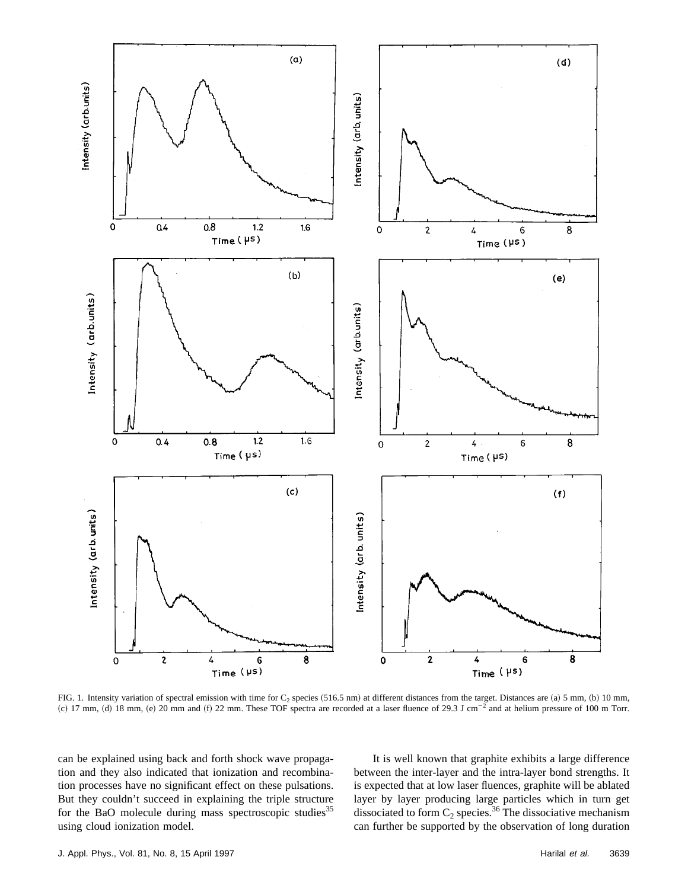FIG. 1. Intensity variation of spectral emission with time for $C_2$ species (516.5 nm) at different distances from the target. Distances are (a) 5 mm, (b) 10 mm, (c) 17 mm, (d) 18 mm, (e) 20 mm and (f) 22 mm. These TOF spectra are recorded at a laser fluence of 29.3 J $cm^{-2}$ and at helium pressure of 100 m Torr.

can be explained using back and forth shock wave propagation and they also indicated that ionization and recombination processes have no significant effect on these pulsations. But they couldn't succeed in explaining the triple structure for the BaO molecule during mass spectroscopic studies[35] using cloud ionization model.

It is well known that graphite exhibits a large difference between the inter-layer and the intra-layer bond strengths. It is expected that at low laser fluences, graphite will be ablated layer by layer producing large particles which in turn get dissociated to form $C_2$ species.[36] The dissociative mechanism can further be supported by the observation of long duration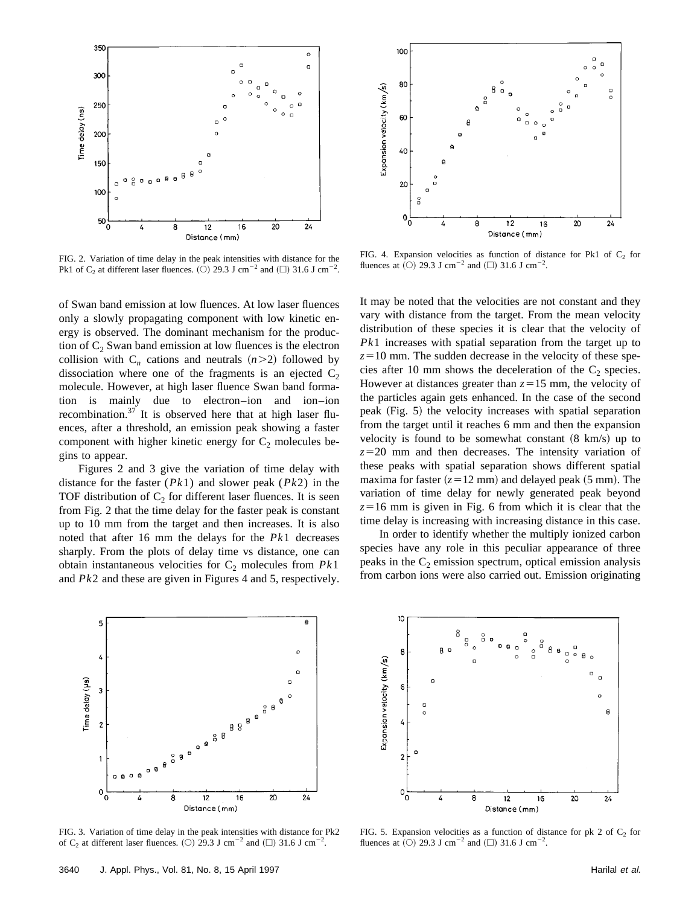FIG. 2. Variation of time delay in the peak intensities with distance for the Pk1 of $C_2$ at different laser fluences. (○) 29.3 J cm$^{-2}$ and (□) 31.6 J cm$^{-2}$.

FIG. 4. Expansion velocities as function of distance for Pk1 of $C_2$ for fluences at (○) 29.3 J cm$^{-2}$ and (□) 31.6 J cm$^{-2}$.

of Swan band emission at low fluences. At low laser fluences only a slowly propagating component with low kinetic energy is observed. The dominant mechanism for the production of $C_2$ Swan band emission at low fluences is the electron collision with $C_n$ cations and neutrals $(n>2)$ followed by dissociation where one of the fragments is an ejected $C_2$ molecule. However, at high laser fluence Swan band formation is mainly due to electron–ion and ion–ion recombination.[37] It is observed here that at high laser fluences, after a threshold, an emission peak showing a faster component with higher kinetic energy for $C_2$ molecules begins to appear.

Figures 2 and 3 give the variation of time delay with distance for the faster ($Pk1$) and slower peak ($Pk2$) in the TOF distribution of $C_2$ for different laser fluences. It is seen from Fig. 2 that the time delay for the faster peak is constant up to 10 mm from the target and then increases. It is also noted that after 16 mm the delays for the $Pk1$ decreases sharply. From the plots of delay time vs distance, one can obtain instantaneous velocities for $C_2$ molecules from $Pk1$ and $Pk2$ and these are given in Figures 4 and 5, respectively. It may be noted that the velocities are not constant and they vary with distance from the target. From the mean velocity distribution of these species it is clear that the velocity of $Pk1$ increases with spatial separation from the target up to $z=10$ mm. The sudden decrease in the velocity of these species after 10 mm shows the deceleration of the $C_2$ species. However at distances greater than $z=15$ mm, the velocity of the particles again gets enhanced. In the case of the second peak (Fig. 5) the velocity increases with spatial separation from the target until it reaches 6 mm and then the expansion velocity is found to be somewhat constant (8 km/s) up to $z=20$ mm and then decreases. The intensity variation of these peaks with spatial separation shows different spatial maxima for faster ($z=12$ mm) and delayed peak (5 mm). The variation of time delay for newly generated peak beyond $z=16$ mm is given in Fig. 6 from which it is clear that the time delay is increasing with increasing distance in this case.

In order to identify whether the multiply ionized carbon species have any role in this peculiar appearance of three peaks in the $C_2$ emission spectrum, optical emission analysis from carbon ions were also carried out. Emission originating

FIG. 3. Variation of time delay in the peak intensities with distance for Pk2 of $C_2$ at different laser fluences. (○) 29.3 J cm$^{-2}$ and (□) 31.6 J cm$^{-2}$.

FIG. 5. Expansion velocities as a function of distance for pk 2 of $C_2$ for fluences at (○) 29.3 J cm$^{-2}$ and (□) 31.6 J cm$^{-2}$.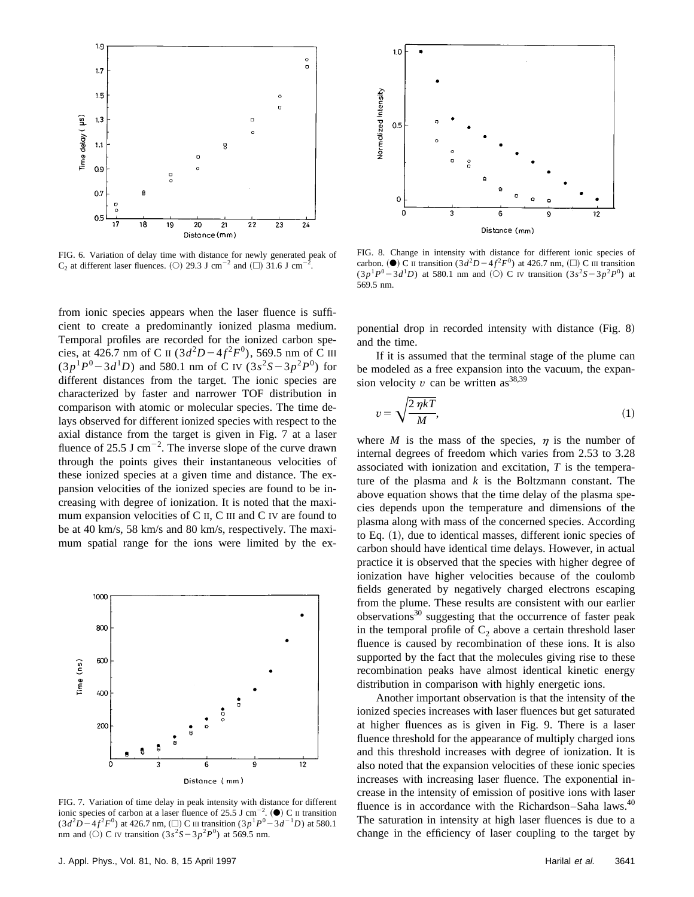FIG. 6. Variation of delay time with distance for newly generated peak of $C_2$ at different laser fluences. (○) 29.3 J cm$^{-2}$ and (□) 31.6 J cm$^{-2}$.

FIG. 8. Change in intensity with distance for different ionic species of carbon. (●) C II transition ($3d^2D-4f^2F^0$) at 426.7 nm, (□) C III transition ($3p^1P^0-3d^1D$) at 580.1 nm and (○) C IV transition ($3s^2S-3p^2P^0$) at 569.5 nm.

from ionic species appears when the laser fluence is sufficient to create a predominantly ionized plasma medium. Temporal profiles are recorded for the ionized carbon species, at 426.7 nm of C II ($3d^2D-4f^2F^0$), 569.5 nm of C III ($3p^1P^0-3d^1D$) and 580.1 nm of C IV ($3s^2S-3p^2P^0$) for different distances from the target. The ionic species are characterized by faster and narrower TOF distribution in comparison with atomic or molecular species. The time delays observed for different ionized species with respect to the axial distance from the target is given in Fig. 7 at a laser fluence of 25.5 J cm$^{-2}$. The inverse slope of the curve drawn through the points gives their instantaneous velocities of these ionized species at a given time and distance. The expansion velocities of the ionized species are found to be increasing with degree of ionization. It is noted that the maximum expansion velocities of C II, C III and C IV are found to be at 40 km/s, 58 km/s and 80 km/s, respectively. The maximum spatial range for the ions were limited by the exponential drop in recorded intensity with distance (Fig. 8) and the time.

FIG. 7. Variation of time delay in peak intensity with distance for different ionic species of carbon at a laser fluence of 25.5 J cm$^{-2}$. (●) C II transition ($3d^2D-4f^2F^0$) at 426.7 nm, (□) C III transition ($3p^1P^0-3d^{-1}D$) at 580.1 nm and (○) C IV transition ($3s^2S-3p^2P^0$) at 569.5 nm.

If it is assumed that the terminal stage of the plume can be modeled as a free expansion into the vacuum, the expansion velocity $v$ can be written as[38,39]

$$v=\sqrt{\frac{2\eta kT}{M}},\tag{1}$$

where $M$ is the mass of the species, $\eta$ is the number of internal degrees of freedom which varies from 2.53 to 3.28 associated with ionization and excitation, $T$ is the temperature of the plasma and $k$ is the Boltzmann constant. The above equation shows that the time delay of the plasma species depends upon the temperature and dimensions of the plasma along with mass of the concerned species. According to Eq. (1), due to identical masses, different ionic species of carbon should have identical time delays. However, in actual practice it is observed that the species with higher degree of ionization have higher velocities because of the coulomb fields generated by negatively charged electrons escaping from the plume. These results are consistent with our earlier observations[30] suggesting that the occurrence of faster peak in the temporal profile of $C_2$ above a certain threshold laser fluence is caused by recombination of these ions. It is also supported by the fact that the molecules giving rise to these recombination peaks have almost identical kinetic energy distribution in comparison with highly energetic ions.

Another important observation is that the intensity of the ionized species increases with laser fluences but get saturated at higher fluences as is given in Fig. 9. There is a laser fluence threshold for the appearance of multiply charged ions and this threshold increases with degree of ionization. It is also noted that the expansion velocities of these ionic species increases with increasing laser fluence. The exponential increase in the intensity of emission of positive ions with laser fluence is in accordance with the Richardson–Saha laws.[40] The saturation in intensity at high laser fluences is due to a change in the efficiency of laser coupling to the target by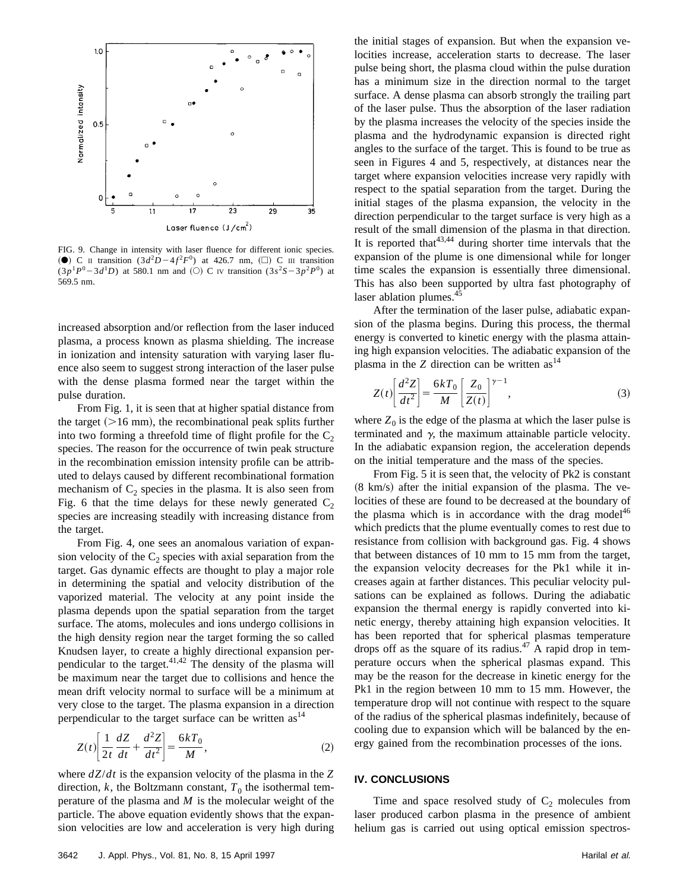FIG. 9. Change in intensity with laser fluence for different ionic species. (●) C II transition ($3d^2D-4f^2F^0$) at 426.7 nm, (□) C III transition ($3p^1P^0-3d^1D$) at 580.1 nm and (○) C IV transition ($3s^2S-3p^2P^0$) at 569.5 nm.

increased absorption and/or reflection from the laser induced plasma, a process known as plasma shielding. The increase in ionization and intensity saturation with varying laser fluence also seem to suggest strong interaction of the laser pulse with the dense plasma formed near the target within the pulse duration.

From Fig. 1, it is seen that at higher spatial distance from the target (>16 mm), the recombinational peak splits further into two forming a threefold time of flight profile for the $C_2$ species. The reason for the occurrence of twin peak structure in the recombination emission intensity profile can be attributed to delays caused by different recombinational formation mechanism of $C_2$ species in the plasma. It is also seen from Fig. 6 that the time delays for these newly generated $C_2$ species are increasing steadily with increasing distance from the target.

From Fig. 4, one sees an anomalous variation of expansion velocity of the $C_2$ species with axial separation from the target. Gas dynamic effects are thought to play a major role in determining the spatial and velocity distribution of the vaporized material. The velocity at any point inside the plasma depends upon the spatial separation from the target surface. The atoms, molecules and ions undergo collisions in the high density region near the target forming the so called Knudsen layer, to create a highly directional expansion perpendicular to the target.[41,42] The density of the plasma will be maximum near the target due to collisions and hence the mean drift velocity normal to surface will be a minimum at very close to the target. The plasma expansion in a direction perpendicular to the target surface can be written as[14]

$$Z(t)\left[\frac{1}{2t}\frac{dZ}{dt}+\frac{d^2Z}{dt^2}\right]=\frac{6kT_0}{M}, \tag{2}$$

where $dZ/dt$ is the expansion velocity of the plasma in the $Z$ direction, $k$, the Boltzmann constant, $T_0$ the isothermal temperature of the plasma and $M$ is the molecular weight of the particle. The above equation evidently shows that the expansion velocities are low and acceleration is very high during the initial stages of expansion. But when the expansion velocities increase, acceleration starts to decrease. The laser pulse being short, the plasma cloud within the pulse duration has a minimum size in the direction normal to the target surface. A dense plasma can absorb strongly the trailing part of the laser pulse. Thus the absorption of the laser radiation by the plasma increases the velocity of the species inside the plasma and the hydrodynamic expansion is directed right angles to the surface of the target. This is found to be true as seen in Figures 4 and 5, respectively, at distances near the target where expansion velocities increase very rapidly with respect to the spatial separation from the target. During the initial stages of the plasma expansion, the velocity in the direction perpendicular to the target surface is very high as a result of the small dimension of the plasma in that direction. It is reported that[43,44] during shorter time intervals that the expansion of the plume is one dimensional while for longer time scales the expansion is essentially three dimensional. This has also been supported by ultra fast photography of laser ablation plumes.[45]

After the termination of the laser pulse, adiabatic expansion of the plasma begins. During this process, the thermal energy is converted to kinetic energy with the plasma attaining high expansion velocities. The adiabatic expansion of the plasma in the $Z$ direction can be written as[14]

$$Z(t)\left[\frac{d^2Z}{dt^2}\right]=\frac{6kT_0}{M}\left[\frac{Z_0}{Z(t)}\right]^{\gamma-1}, \tag{3}$$

where $Z_0$ is the edge of the plasma at which the laser pulse is terminated and $\gamma$, the maximum attainable particle velocity. In the adiabatic expansion region, the acceleration depends on the initial temperature and the mass of the species.

From Fig. 5 it is seen that, the velocity of Pk2 is constant (8 km/s) after the initial expansion of the plasma. The velocities of these are found to be decreased at the boundary of the plasma which is in accordance with the drag model[46] which predicts that the plume eventually comes to rest due to resistance from collision with background gas. Fig. 4 shows that between distances of 10 mm to 15 mm from the target, the expansion velocity decreases for the Pk1 while it increases again at farther distances. This peculiar velocity pulsations can be explained as follows. During the adiabatic expansion the thermal energy is rapidly converted into kinetic energy, thereby attaining high expansion velocities. It has been reported that for spherical plasmas temperature drops off as the square of its radius.[47] A rapid drop in temperature occurs when the spherical plasmas expand. This may be the reason for the decrease in kinetic energy for the Pk1 in the region between 10 mm to 15 mm. However, the temperature drop will not continue with respect to the square of the radius of the spherical plasmas indefinitely, because of cooling due to expansion which will be balanced by the energy gained from the recombination processes of the ions.

## IV. CONCLUSIONS

Time and space resolved study of $C_2$ molecules from laser produced carbon plasma in the presence of ambient helium gas is carried out using optical emission spectros-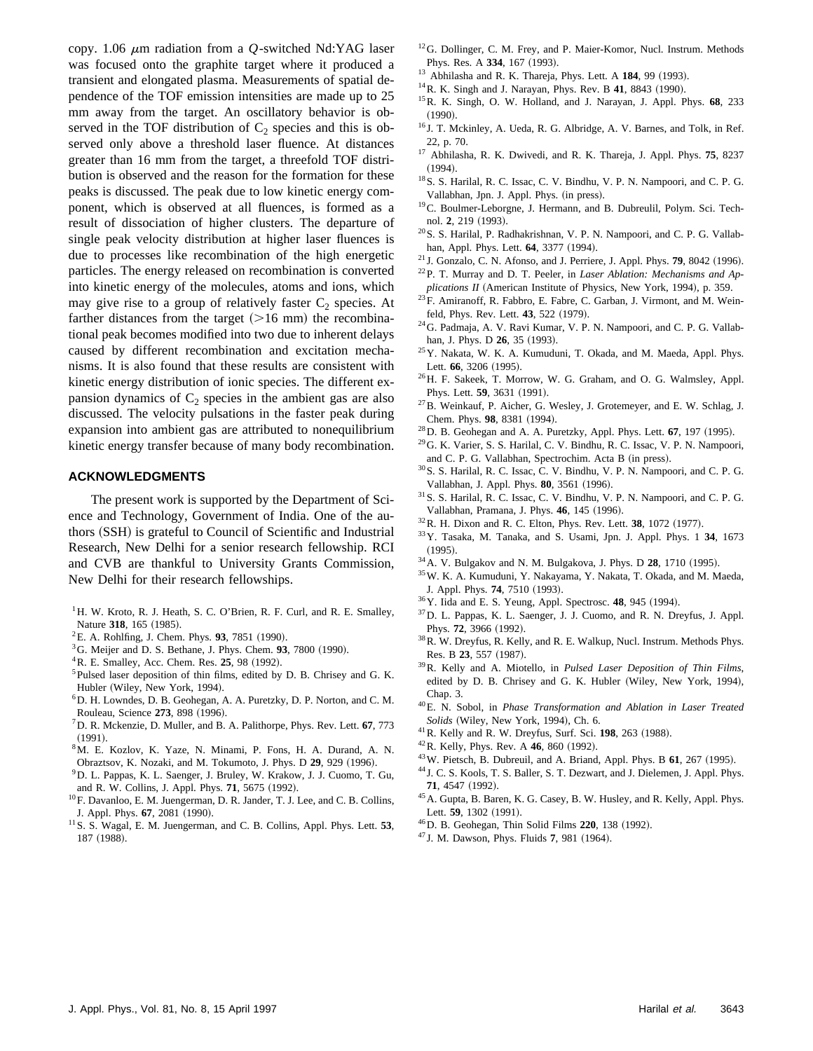copy. 1.06 μm radiation from a *Q*-switched Nd:YAG laser was focused onto the graphite target where it produced a transient and elongated plasma. Measurements of spatial dependence of the TOF emission intensities are made up to 25 mm away from the target. An oscillatory behavior is observed in the TOF distribution of $C_2$ species and this is observed only above a threshold laser fluence. At distances greater than 16 mm from the target, a threefold TOF distribution is observed and the reason for the formation for these peaks is discussed. The peak due to low kinetic energy component, which is observed at all fluences, is formed as a result of dissociation of higher clusters. The departure of single peak velocity distribution at higher laser fluences is due to processes like recombination of the high energetic particles. The energy released on recombination is converted into kinetic energy of the molecules, atoms and ions, which may give rise to a group of relatively faster $C_2$ species. At farther distances from the target (>16 mm) the recombinational peak becomes modified into two due to inherent delays caused by different recombination and excitation mechanisms. It is also found that these results are consistent with kinetic energy distribution of ionic species. The different expansion dynamics of $C_2$ species in the ambient gas are also discussed. The velocity pulsations in the faster peak during expansion into ambient gas are attributed to nonequilibrium kinetic energy transfer because of many body recombination.

## ACKNOWLEDGMENTS

The present work is supported by the Department of Science and Technology, Government of India. One of the authors (SSH) is grateful to Council of Scientific and Industrial Research, New Delhi for a senior research fellowship. RCI and CVB are thankful to University Grants Commission, New Delhi for their research fellowships.

[1] H. W. Kroto, R. J. Heath, S. C. O'Brien, R. F. Curl, and R. E. Smalley, Nature **318**, 165 (1985).
[2] E. A. Rohlfing, J. Chem. Phys. **93**, 7851 (1990).
[3] G. Meijer and D. S. Bethane, J. Phys. Chem. **93**, 7800 (1990).
[4] R. E. Smalley, Acc. Chem. Res. **25**, 98 (1992).
[5] Pulsed laser deposition of thin films, edited by D. B. Chrisey and G. K. Hubler (Wiley, New York, 1994).
[6] D. H. Lowndes, D. B. Geohegan, A. A. Puretzky, D. P. Norton, and C. M. Rouleau, Science **273**, 898 (1996).
[7] D. R. Mckenzie, D. Muller, and B. A. Palithorpe, Phys. Rev. Lett. **67**, 773 (1991).
[8] M. E. Kozlov, K. Yaze, N. Minami, P. Fons, H. A. Durand, A. N. Obraztsov, K. Nozaki, and M. Tokumoto, J. Phys. D **29**, 929 (1996).
[9] D. L. Pappas, K. L. Saenger, J. Bruley, W. Krakow, J. J. Cuomo, T. Gu, and R. W. Collins, J. Appl. Phys. **71**, 5675 (1992).
[10] F. Davanloo, E. M. Juengerman, D. R. Jander, T. J. Lee, and C. B. Collins, J. Appl. Phys. **67**, 2081 (1990).
[11] S. S. Wagal, E. M. Juengerman, and C. B. Collins, Appl. Phys. Lett. **53**, 187 (1988).
[12] G. Dollinger, C. M. Frey, and P. Maier-Komor, Nucl. Instrum. Methods Phys. Res. A **334**, 167 (1993).
[13] Abhilasha and R. K. Thareja, Phys. Lett. A **184**, 99 (1993).
[14] R. K. Singh and J. Narayan, Phys. Rev. B **41**, 8843 (1990).
[15] R. K. Singh, O. W. Holland, and J. Narayan, J. Appl. Phys. **68**, 233 (1990).
[16] J. T. Mckinley, A. Ueda, R. G. Albridge, A. V. Barnes, and Tolk, in Ref. 22, p. 70.
[17] Abhilasha, R. K. Dwivedi, and R. K. Thareja, J. Appl. Phys. **75**, 8237 (1994).
[18] S. S. Harilal, R. C. Issac, C. V. Bindhu, V. P. N. Nampoori, and C. P. G. Vallabhan, Jpn. J. Appl. Phys. (in press).
[19] C. Boulmer-Leborgne, J. Hermann, and B. Dubreulil, Polym. Sci. Technol. **2**, 219 (1993).
[20] S. S. Harilal, P. Radhakrishnan, V. P. N. Nampoori, and C. P. G. Vallabhan, Appl. Phys. Lett. **64**, 3377 (1994).
[21] J. Gonzalo, C. N. Afonso, and J. Perriere, J. Appl. Phys. **79**, 8042 (1996).
[22] P. T. Murray and D. T. Peeler, in *Laser Ablation: Mechanisms and Applications II* (American Institute of Physics, New York, 1994), p. 359.
[23] F. Amiranoff, R. Fabbro, E. Fabre, C. Garban, J. Virmont, and M. Weinfeld, Phys. Rev. Lett. **43**, 522 (1979).
[24] G. Padmaja, A. V. Ravi Kumar, V. P. N. Nampoori, and C. P. G. Vallabhan, J. Phys. D **26**, 35 (1993).
[25] Y. Nakata, W. K. A. Kumuduni, T. Okada, and M. Maeda, Appl. Phys. Lett. **66**, 3206 (1995).
[26] H. F. Sakeek, T. Morrow, W. G. Graham, and O. G. Walmsley, Appl. Phys. Lett. **59**, 3631 (1991).
[27] B. Weinkauf, P. Aicher, G. Wesley, J. Grotemeyer, and E. W. Schlag, J. Chem. Phys. **98**, 8381 (1994).
[28] D. B. Geohegan and A. A. Puretzky, Appl. Phys. Lett. **67**, 197 (1995).
[29] G. K. Varier, S. S. Harilal, C. V. Bindhu, R. C. Issac, V. P. N. Nampoori, and C. P. G. Vallabhan, Spectrochim. Acta B (in press).
[30] S. S. Harilal, R. C. Issac, C. V. Bindhu, V. P. N. Nampoori, and C. P. G. Vallabhan, J. Appl. Phys. **80**, 3561 (1996).
[31] S. S. Harilal, R. C. Issac, C. V. Bindhu, V. P. N. Nampoori, and C. P. G. Vallabhan, Pramana, J. Phys. **46**, 145 (1996).
[32] R. H. Dixon and R. C. Elton, Phys. Rev. Lett. **38**, 1072 (1977).
[33] Y. Tasaka, M. Tanaka, and S. Usami, Jpn. J. Appl. Phys. 1 **34**, 1673 (1995).
[34] A. V. Bulgakov and N. M. Bulgakova, J. Phys. D **28**, 1710 (1995).
[35] W. K. A. Kumuduni, Y. Nakayama, Y. Nakata, T. Okada, and M. Maeda, J. Appl. Phys. **74**, 7510 (1993).
[36] Y. Iida and E. S. Yeung, Appl. Spectrosc. **48**, 945 (1994).
[37] D. L. Pappas, K. L. Saenger, J. J. Cuomo, and R. N. Dreyfus, J. Appl. Phys. **72**, 3966 (1992).
[38] R. W. Dreyfus, R. Kelly, and R. E. Walkup, Nucl. Instrum. Methods Phys. Res. B **23**, 557 (1987).
[39] R. Kelly and A. Miotello, in *Pulsed Laser Deposition of Thin Films*, edited by D. B. Chrisey and G. K. Hubler (Wiley, New York, 1994), Chap. 3.
[40] E. N. Sobol, in *Phase Transformation and Ablation in Laser Treated Solids* (Wiley, New York, 1994), Ch. 6.
[41] R. Kelly and R. W. Dreyfus, Surf. Sci. **198**, 263 (1988).
[42] R. Kelly, Phys. Rev. A **46**, 860 (1992).
[43] W. Pietsch, B. Dubreuil, and A. Briand, Appl. Phys. B **61**, 267 (1995).
[44] J. C. S. Kools, T. S. Baller, S. T. Dezwart, and J. Dielemen, J. Appl. Phys. **71**, 4547 (1992).
[45] A. Gupta, B. Baren, K. G. Casey, B. W. Husley, and R. Kelly, Appl. Phys. Lett. **59**, 1302 (1991).
[46] D. B. Geohegan, Thin Solid Films **220**, 138 (1992).
[47] J. M. Dawson, Phys. Fluids **7**, 981 (1964).